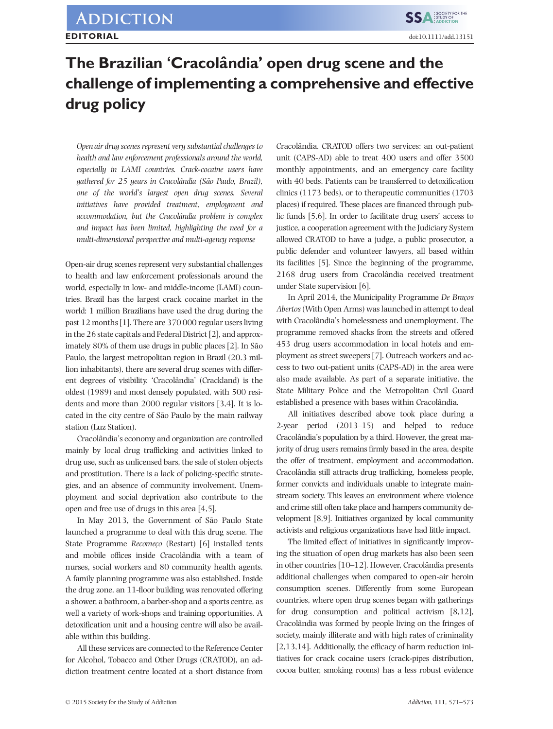**EDITORIAL**

# The Brazilian 'Cracolândia' open drug scene and the challenge of implementing a comprehensive and effective drug policy

*Open air drug scenes represent very substantial challenges to health and law enforcement professionals around the world, especially in LAMI countries. Crack-cocaine users have gathered for 25 years in Cracolândia (São Paulo, Brazil), one of the world's largest open drug scenes. Several initiatives have provided treatment, employment and accommodation, but the Cracolândia problem is complex and impact has been limited, highlighting the need for a multi-dimensional perspective and multi-agency response*

Open-air drug scenes represent very substantial challenges to health and law enforcement professionals around the world, especially in low- and middle-income (LAMI) countries. Brazil has the largest crack cocaine market in the world: 1 million Brazilians have used the drug during the past 12 months [1]. There are 370 000 regular users living in the 26 state capitals and Federal District [2], and approximately 80% of them use drugs in public places [2]. In São Paulo, the largest metropolitan region in Brazil (20.3 million inhabitants), there are several drug scenes with different degrees of visibility. 'Cracolândia' (Crackland) is the oldest (1989) and most densely populated, with 500 residents and more than 2000 regular visitors [3,4]. It is located in the city centre of São Paulo by the main railway station (Luz Station).

Cracolândia's economy and organization are controlled mainly by local drug trafficking and activities linked to drug use, such as unlicensed bars, the sale of stolen objects and prostitution. There is a lack of policing-specific strategies, and an absence of community involvement. Unemployment and social deprivation also contribute to the open and free use of drugs in this area [4,5].

In May 2013, the Government of São Paulo State launched a programme to deal with this drug scene. The State Programme *Recomeço* (Restart) [6] installed tents and mobile offices inside Cracolândia with a team of nurses, social workers and 80 community health agents. A family planning programme was also established. Inside the drug zone, an 11-floor building was renovated offering a shower, a bathroom, a barber-shop and a sports centre, as well a variety of work-shops and training opportunities. A detoxification unit and a housing centre will also be available within this building.

All these services are connected to the Reference Center for Alcohol, Tobacco and Other Drugs (CRATOD), an addiction treatment centre located at a short distance from Cracolândia. CRATOD offers two services: an out-patient unit (CAPS-AD) able to treat 400 users and offer 3500 monthly appointments, and an emergency care facility with 40 beds. Patients can be transferred to detoxification clinics (1173 beds), or to therapeutic communities (1703 places) if required. These places are financed through public funds [5,6]. In order to facilitate drug users' access to justice, a cooperation agreement with the Judiciary System allowed CRATOD to have a judge, a public prosecutor, a public defender and volunteer lawyers, all based within its facilities [5]. Since the beginning of the programme, 2168 drug users from Cracolândia received treatment under State supervision [6].

In April 2014, the Municipality Programme *De Braços Abertos* (With Open Arms) was launched in attempt to deal with Cracolândia's homelessness and unemployment. The programme removed shacks from the streets and offered 453 drug users accommodation in local hotels and employment as street sweepers [7]. Outreach workers and access to two out-patient units (CAPS-AD) in the area were also made available. As part of a separate initiative, the State Military Police and the Metropolitan Civil Guard established a presence with bases within Cracolândia.

All initiatives described above took place during a 2-year period (2013–15) and helped to reduce Cracolândia's population by a third. However, the great majority of drug users remains firmly based in the area, despite the offer of treatment, employment and accommodation. Cracolândia still attracts drug trafficking, homeless people, former convicts and individuals unable to integrate mainstream society. This leaves an environment where violence and crime still often take place and hampers community development [8,9]. Initiatives organized by local community activists and religious organizations have had little impact.

The limited effect of initiatives in significantly improving the situation of open drug markets has also been seen in other countries [10–12]. However, Cracolândia presents additional challenges when compared to open-air heroin consumption scenes. Differently from some European countries, where open drug scenes began with gatherings for drug consumption and political activism [8,12], Cracolândia was formed by people living on the fringes of society, mainly illiterate and with high rates of criminality [2,13,14]. Additionally, the efficacy of harm reduction initiatives for crack cocaine users (crack-pipes distribution, cocoa butter, smoking rooms) has a less robust evidence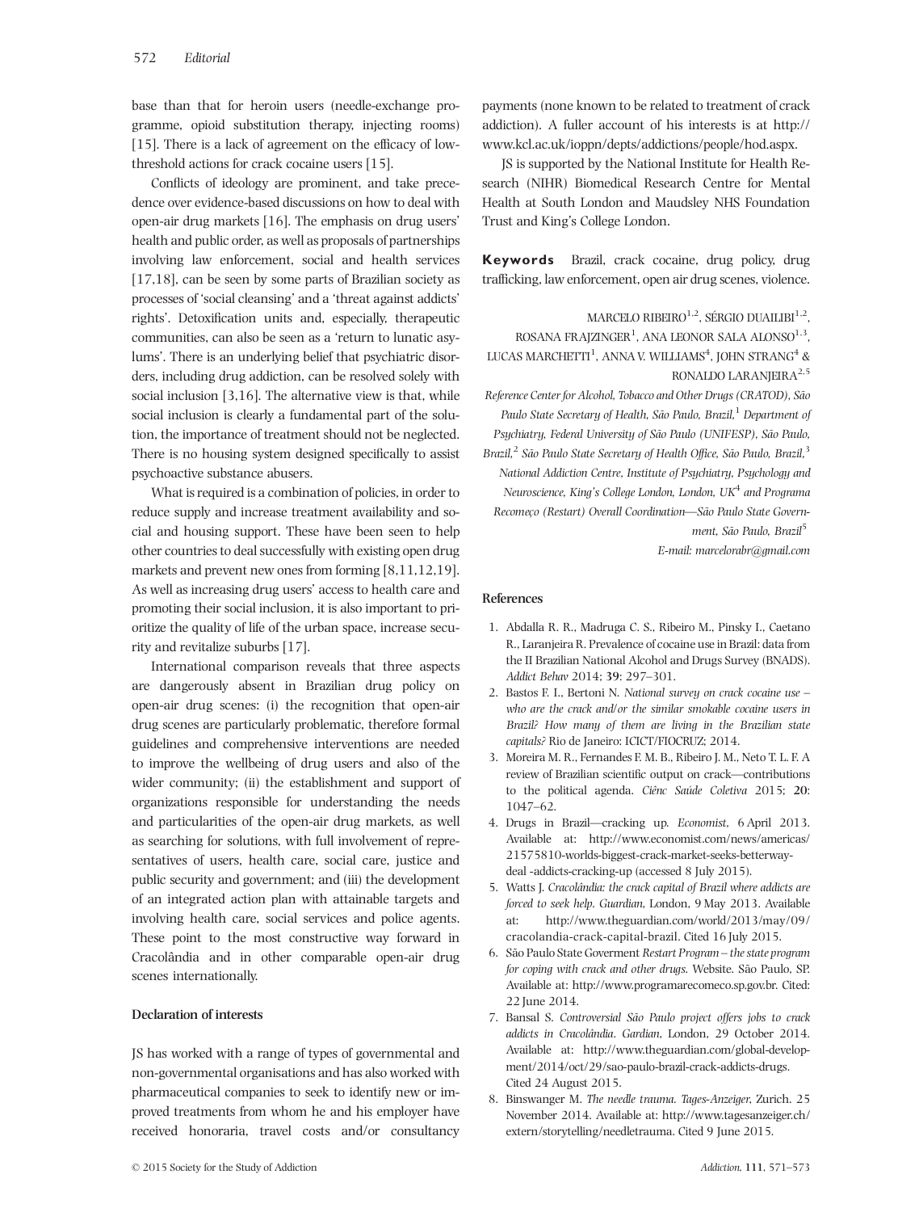base than that for heroin users (needle-exchange programme, opioid substitution therapy, injecting rooms) [15]. There is a lack of agreement on the efficacy of low-threshold actions for crack cocaine users [15].

Conflicts of ideology are prominent, and take precedence over evidence-based discussions on how to deal with open-air drug markets [16]. The emphasis on drug users' health and public order, as well as proposals of partnerships involving law enforcement, social and health services [17,18], can be seen by some parts of Brazilian society as processes of 'social cleansing' and a 'threat against addicts' rights'. Detoxification units and, especially, therapeutic communities, can also be seen as a 'return to lunatic asylums'. There is an underlying belief that psychiatric disorders, including drug addiction, can be resolved solely with social inclusion [3,16]. The alternative view is that, while social inclusion is clearly a fundamental part of the solution, the importance of treatment should not be neglected. There is no housing system designed specifically to assist psychoactive substance abusers.

What is required is a combination of policies, in order to reduce supply and increase treatment availability and social and housing support. These have been seen to help other countries to deal successfully with existing open drug markets and prevent new ones from forming [8,11,12,19]. As well as increasing drug users' access to health care and promoting their social inclusion, it is also important to prioritize the quality of life of the urban space, increase security and revitalize suburbs [17].

International comparison reveals that three aspects are dangerously absent in Brazilian drug policy on open-air drug scenes: (i) the recognition that open-air drug scenes are particularly problematic, therefore formal guidelines and comprehensive interventions are needed to improve the wellbeing of drug users and also of the wider community; (ii) the establishment and support of organizations responsible for understanding the needs and particularities of the open-air drug markets, as well as searching for solutions, with full involvement of representatives of users, health care, social care, justice and public security and government; and (iii) the development of an integrated action plan with attainable targets and involving health care, social services and police agents. These point to the most constructive way forward in Cracolândia and in other comparable open-air drug scenes internationally.

### Declaration of interests

JS has worked with a range of types of governmental and non-governmental organisations and has also worked with pharmaceutical companies to seek to identify new or improved treatments from whom he and his employer have received honoraria, travel costs and/or consultancy payments (none known to be related to treatment of crack addiction). A fuller account of his interests is at http://www.kcl.ac.uk/ioppn/depts/addictions/people/hod.aspx.

JS is supported by the National Institute for Health Research (NIHR) Biomedical Research Centre for Mental Health at South London and Maudsley NHS Foundation Trust and King's College London.

**Keywords** Brazil, crack cocaine, drug policy, drug trafficking, law enforcement, open air drug scenes, violence.

MARCELO RIBEIRO[1,2], SÉRGIO DUAILIBI[1,2], ROSANA FRAJZINGER[1], ANA LEONOR SALA ALONSO[1,3], LUCAS MARCHETTI[1], ANNA V. WILLIAMS[4], JOHN STRANG[4] & RONALDO LARANJEIRA[2,5]

*Reference Center for Alcohol, Tobacco and Other Drugs (CRATOD), São Paulo State Secretary of Health, São Paulo, Brazil,[1] Department of Psychiatry, Federal University of São Paulo (UNIFESP), São Paulo, Brazil,[2] São Paulo State Secretary of Health Office, São Paulo, Brazil,[3] National Addiction Centre, Institute of Psychiatry, Psychology and Neuroscience, King's College London, London, UK[4] and Programa Recomeço (Restart) Overall Coordination—São Paulo State Government, São Paulo, Brazil[5]*

*E-mail: marcelorabr@gmail.com*

### References

1. Abdalla R. R., Madruga C. S., Ribeiro M., Pinsky I., Caetano R., Laranjeira R. Prevalence of cocaine use in Brazil: data from the II Brazilian National Alcohol and Drugs Survey (BNADS). *Addict Behav* 2014; **39**: 297–301.
2. Bastos F. I., Bertoni N. *National survey on crack cocaine use – who are the crack and/or the similar smokable cocaine users in Brazil? How many of them are living in the Brazilian state capitals?* Rio de Janeiro: ICICT/FIOCRUZ; 2014.
3. Moreira M. R., Fernandes F. M. B., Ribeiro J. M., Neto T. L. F. A review of Brazilian scientific output on crack—contributions to the political agenda. *Ciênc Saúde Coletiva* 2015; **20**: 1047–62.
4. Drugs in Brazil—cracking up. *Economist*, 6 April 2013. Available at: http://www.economist.com/news/americas/21575810-worlds-biggest-crack-market-seeks-betterway-deal -addicts-cracking-up (accessed 8 July 2015).
5. Watts J. *Cracolândia: the crack capital of Brazil where addicts are forced to seek help. Guardian*, London, 9 May 2013. Available at: http://www.theguardian.com/world/2013/may/09/cracolandia-crack-capital-brazil. Cited 16 July 2015.
6. São Paulo State Goverment *Restart Program – the state program for coping with crack and other drugs.* Website. São Paulo, SP. Available at: http://www.programarecomeco.sp.gov.br. Cited: 22 June 2014.
7. Bansal S. *Controversial São Paulo project offers jobs to crack addicts in Cracolândia. Gardian*, London, 29 October 2014. Available at: http://www.theguardian.com/global-development/2014/oct/29/sao-paulo-brazil-crack-addicts-drugs. Cited 24 August 2015.
8. Binswanger M. *The needle trauma. Tages-Anzeiger*, Zurich. 25 November 2014. Available at: http://www.tagesanzeiger.ch/extern/storytelling/needletrauma. Cited 9 June 2015.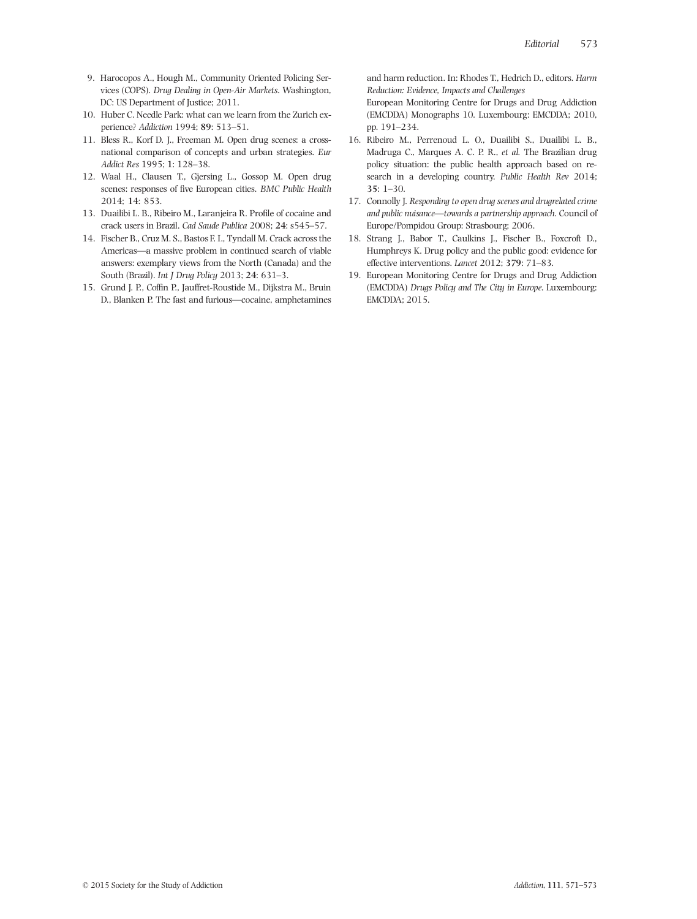9. Harocopos A., Hough M., Community Oriented Policing Services (COPS). *Drug Dealing in Open-Air Markets*. Washington, DC: US Department of Justice; 2011.
10. Huber C. Needle Park: what can we learn from the Zurich experience? *Addiction* 1994; **89**: 513–51.
11. Bless R., Korf D. J., Freeman M. Open drug scenes: a cross-national comparison of concepts and urban strategies. *Eur Addict Res* 1995; **1**: 128–38.
12. Waal H., Clausen T., Gjersing L., Gossop M. Open drug scenes: responses of five European cities. *BMC Public Health* 2014; **14**: 853.
13. Duailibi L. B., Ribeiro M., Laranjeira R. Profile of cocaine and crack users in Brazil. *Cad Saude Publica* 2008; **24**: s545–57.
14. Fischer B., Cruz M. S., Bastos F. I., Tyndall M. Crack across the Americas—a massive problem in continued search of viable answers: exemplary views from the North (Canada) and the South (Brazil). *Int J Drug Policy* 2013; **24**: 631–3.
15. Grund J. P., Coffin P., Jauffret-Roustide M., Dijkstra M., Bruin D., Blanken P. The fast and furious—cocaine, amphetamines and harm reduction. In: Rhodes T., Hedrich D., editors. *Harm Reduction: Evidence, Impacts and Challenges* European Monitoring Centre for Drugs and Drug Addiction (EMCDDA) Monographs 10. Luxembourg: EMCDDA; 2010, pp. 191–234.
16. Ribeiro M., Perrenoud L. O., Duailibi S., Duailibi L. B., Madruga C., Marques A. C. P. R., *et al*. The Brazilian drug policy situation: the public health approach based on research in a developing country. *Public Health Rev* 2014; **35**: 1–30.
17. Connolly J. *Responding to open drug scenes and drugrelated crime and public nuisance—towards a partnership approach*. Council of Europe/Pompidou Group: Strasbourg; 2006.
18. Strang J., Babor T., Caulkins J., Fischer B., Foxcroft D., Humphreys K. Drug policy and the public good: evidence for effective interventions. *Lancet* 2012; **379**: 71–83.
19. European Monitoring Centre for Drugs and Drug Addiction (EMCDDA) *Drugs Policy and The City in Europe*. Luxembourg: EMCDDA; 2015.